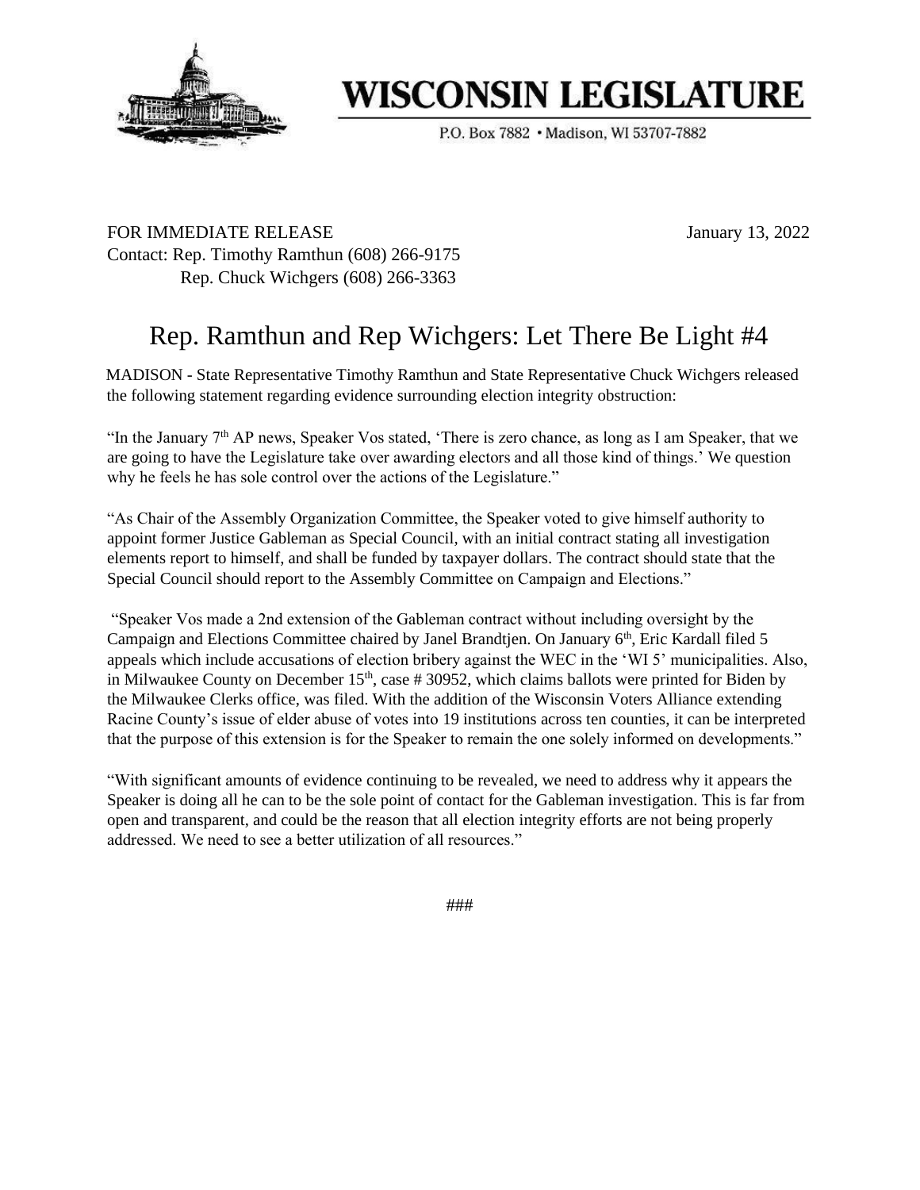# WISCONSIN LEGISLATURE

P.O. Box 7882 • Madison, WI 53707-7882

FOR IMMEDIATE RELEASE

January 13, 2022

Contact: Rep. Timothy Ramthun (608) 266-9175
Rep. Chuck Wichgers (608) 266-3363

## Rep. Ramthun and Rep Wichgers: Let There Be Light #4

MADISON - State Representative Timothy Ramthun and State Representative Chuck Wichgers released the following statement regarding evidence surrounding election integrity obstruction:

"In the January 7th AP news, Speaker Vos stated, 'There is zero chance, as long as I am Speaker, that we are going to have the Legislature take over awarding electors and all those kind of things.' We question why he feels he has sole control over the actions of the Legislature."

"As Chair of the Assembly Organization Committee, the Speaker voted to give himself authority to appoint former Justice Gableman as Special Council, with an initial contract stating all investigation elements report to himself, and shall be funded by taxpayer dollars. The contract should state that the Special Council should report to the Assembly Committee on Campaign and Elections."

"Speaker Vos made a 2nd extension of the Gableman contract without including oversight by the Campaign and Elections Committee chaired by Janel Brandtjen. On January 6th, Eric Kardall filed 5 appeals which include accusations of election bribery against the WEC in the 'WI 5' municipalities. Also, in Milwaukee County on December 15th, case # 30952, which claims ballots were printed for Biden by the Milwaukee Clerks office, was filed. With the addition of the Wisconsin Voters Alliance extending Racine County's issue of elder abuse of votes into 19 institutions across ten counties, it can be interpreted that the purpose of this extension is for the Speaker to remain the one solely informed on developments."

"With significant amounts of evidence continuing to be revealed, we need to address why it appears the Speaker is doing all he can to be the sole point of contact for the Gableman investigation. This is far from open and transparent, and could be the reason that all election integrity efforts are not being properly addressed. We need to see a better utilization of all resources."

###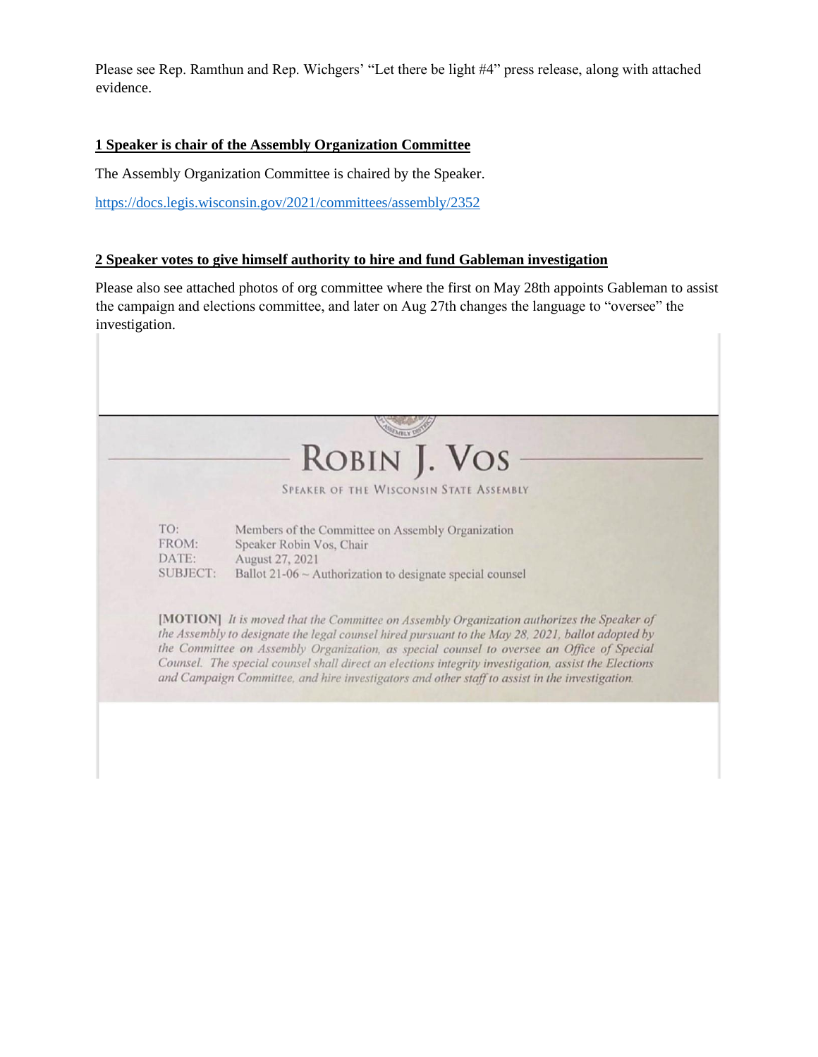Please see Rep. Ramthun and Rep. Wichgers' "Let there be light #4" press release, along with attached evidence.

**1 Speaker is chair of the Assembly Organization Committee**

The Assembly Organization Committee is chaired by the Speaker.

https://docs.legis.wisconsin.gov/2021/committees/assembly/2352

**2 Speaker votes to give himself authority to hire and fund Gableman investigation**

Please also see attached photos of org committee where the first on May 28th appoints Gableman to assist the campaign and elections committee, and later on Aug 27th changes the language to "oversee" the investigation.

# ROBIN J. VOS

SPEAKER OF THE WISCONSIN STATE ASSEMBLY

TO: Members of the Committee on Assembly Organization
FROM: Speaker Robin Vos, Chair
DATE: August 27, 2021
SUBJECT: Ballot 21-06 ~ Authorization to designate special counsel

**[MOTION]** *It is moved that the Committee on Assembly Organization authorizes the Speaker of the Assembly to designate the legal counsel hired pursuant to the May 28, 2021, ballot adopted by the Committee on Assembly Organization, as special counsel to oversee an Office of Special Counsel. The special counsel shall direct an elections integrity investigation, assist the Elections and Campaign Committee, and hire investigators and other staff to assist in the investigation.*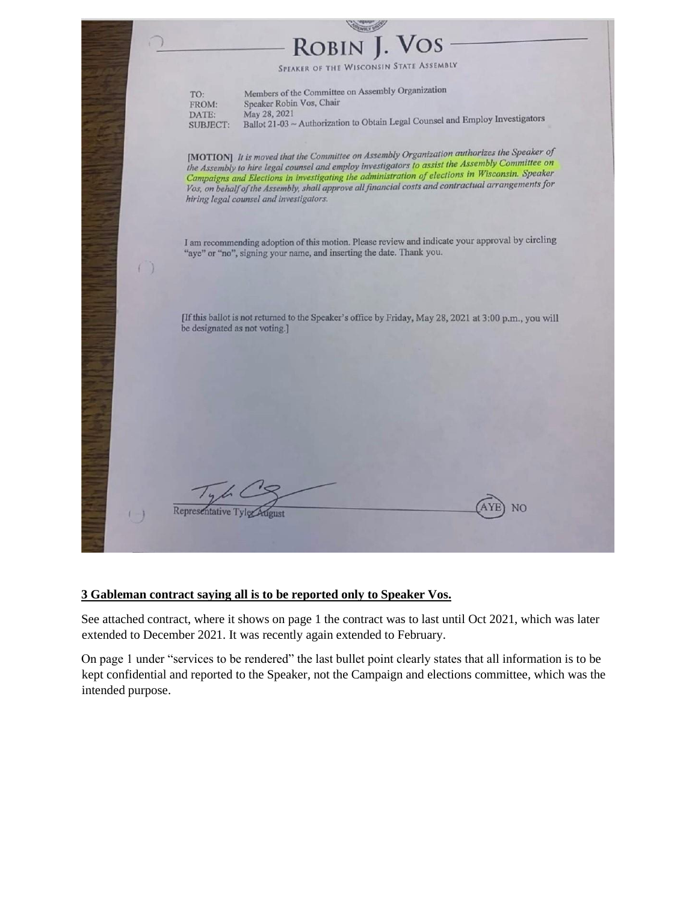# ROBIN J. VOS

SPEAKER OF THE WISCONSIN STATE ASSEMBLY

TO: Members of the Committee on Assembly Organization
FROM: Speaker Robin Vos, Chair
DATE: May 28, 2021
SUBJECT: Ballot 21-03 ~ Authorization to Obtain Legal Counsel and Employ Investigators

**[MOTION]** *It is moved that the Committee on Assembly Organization authorizes the Speaker of the Assembly to hire legal counsel and employ investigators to assist the Assembly Committee on Campaigns and Elections in investigating the administration of elections in Wisconsin. Speaker Vos, on behalf of the Assembly, shall approve all financial costs and contractual arrangements for hiring legal counsel and investigators.*

I am recommending adoption of this motion. Please review and indicate your approval by circling "aye" or "no", signing your name, and inserting the date. Thank you.

[If this ballot is not returned to the Speaker's office by Friday, May 28, 2021 at 3:00 p.m., you will be designated as not voting.]

Representative Tyler August — (AYE) NO

**3 Gableman contract saying all is to be reported only to Speaker Vos.**

See attached contract, where it shows on page 1 the contract was to last until Oct 2021, which was later extended to December 2021. It was recently again extended to February.

On page 1 under "services to be rendered" the last bullet point clearly states that all information is to be kept confidential and reported to the Speaker, not the Campaign and elections committee, which was the intended purpose.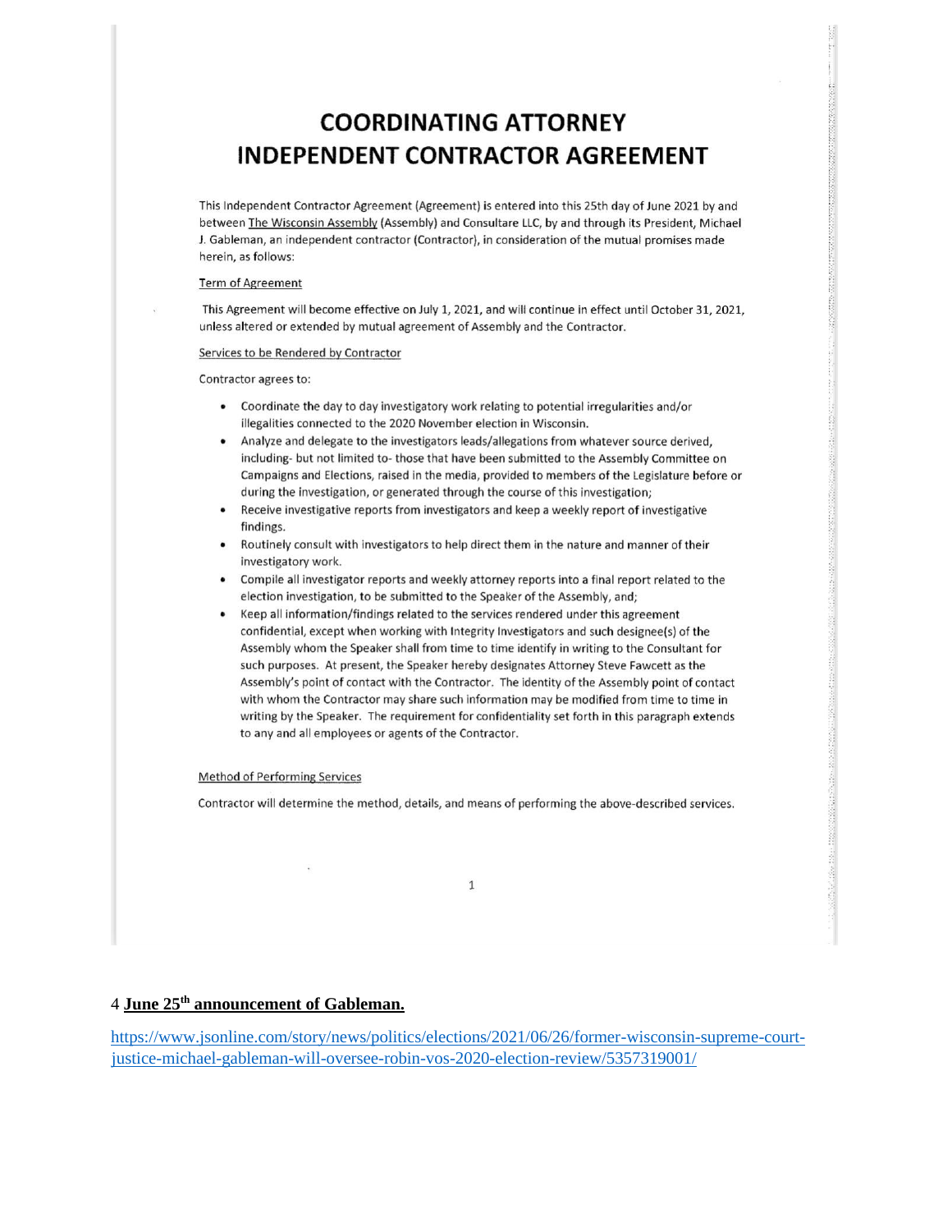# COORDINATING ATTORNEY INDEPENDENT CONTRACTOR AGREEMENT

This Independent Contractor Agreement (Agreement) is entered into this 25th day of June 2021 by and between The Wisconsin Assembly (Assembly) and Consultare LLC, by and through its President, Michael J. Gableman, an independent contractor (Contractor), in consideration of the mutual promises made herein, as follows:

Term of Agreement

This Agreement will become effective on July 1, 2021, and will continue in effect until October 31, 2021, unless altered or extended by mutual agreement of Assembly and the Contractor.

Services to be Rendered by Contractor

Contractor agrees to:

- Coordinate the day to day investigatory work relating to potential irregularities and/or illegalities connected to the 2020 November election in Wisconsin.
- Analyze and delegate to the investigators leads/allegations from whatever source derived, including- but not limited to- those that have been submitted to the Assembly Committee on Campaigns and Elections, raised in the media, provided to members of the Legislature before or during the investigation, or generated through the course of this investigation;
- Receive investigative reports from investigators and keep a weekly report of investigative findings.
- Routinely consult with investigators to help direct them in the nature and manner of their investigatory work.
- Compile all investigator reports and weekly attorney reports into a final report related to the election investigation, to be submitted to the Speaker of the Assembly, and;
- Keep all information/findings related to the services rendered under this agreement confidential, except when working with Integrity Investigators and such designee(s) of the Assembly whom the Speaker shall from time to time identify in writing to the Consultant for such purposes. At present, the Speaker hereby designates Attorney Steve Fawcett as the Assembly's point of contact with the Contractor. The identity of the Assembly point of contact with whom the Contractor may share such information may be modified from time to time in writing by the Speaker. The requirement for confidentiality set forth in this paragraph extends to any and all employees or agents of the Contractor.

Method of Performing Services

Contractor will determine the method, details, and means of performing the above-described services.

**June 25th announcement of Gableman.**

https://www.jsonline.com/story/news/politics/elections/2021/06/26/former-wisconsin-supreme-court-justice-michael-gableman-will-oversee-robin-vos-2020-election-review/5357319001/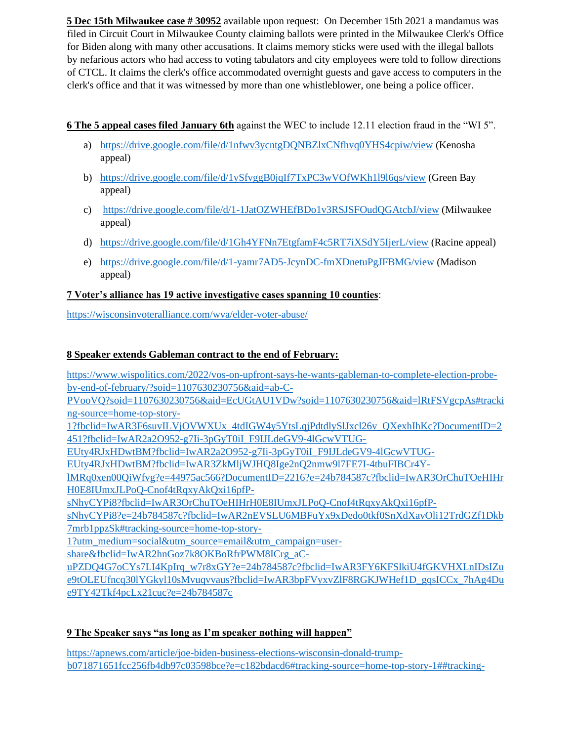**<u>5 Dec 15th Milwaukee case # 30952</u>** available upon request: On December 15th 2021 a mandamus was filed in Circuit Court in Milwaukee County claiming ballots were printed in the Milwaukee Clerk's Office for Biden along with many other accusations. It claims memory sticks were used with the illegal ballots by nefarious actors who had access to voting tabulators and city employees were told to follow directions of CTCL. It claims the clerk's office accommodated overnight guests and gave access to computers in the clerk's office and that it was witnessed by more than one whistleblower, one being a police officer.

**<u>6 The 5 appeal cases filed January 6th</u>** against the WEC to include 12.11 election fraud in the "WI 5".

a) https://drive.google.com/file/d/1nfwv3ycntgDQNBZlxCNfhvq0YHS4cpiw/view (Kenosha appeal)

b) https://drive.google.com/file/d/1ySfvggB0jqIf7TxPC3wVOfWKh1l9l6qs/view (Green Bay appeal)

c) https://drive.google.com/file/d/1-1JatOZWHEfBDo1v3RSJSFOudQGAtcbJ/view (Milwaukee appeal)

d) https://drive.google.com/file/d/1Gh4YFNn7EtgfamF4c5RT7iXSdY5IjerL/view (Racine appeal)

e) https://drive.google.com/file/d/1-yamr7AD5-JcynDC-fmXDnetuPgJFBMG/view (Madison appeal)

**<u>7 Voter's alliance has 19 active investigative cases spanning 10 counties</u>**:

https://wisconsinvoteralliance.com/wva/elder-voter-abuse/

**<u>8 Speaker extends Gableman contract to the end of February:</u>**

https://www.wispolitics.com/2022/vos-on-upfront-says-he-wants-gableman-to-complete-election-probe-by-end-of-february/?soid=1107630230756&aid=ab-C-PVooVQ?soid=1107630230756&aid=EcUGtAU1VDw?soid=1107630230756&aid=lRtFSVgcpAs#tracking-source=home-top-story-1?fbclid=IwAR3F6suvILVjOVWXUx_4tdIGW4y5YtsLqjPdtdlySlJxcl26v_QXexhIhKc?DocumentID=2451?fbclid=IwAR2a2O952-g7Ii-3pGyT0iI_F9IJLdeGV9-4lGcwVTUG-EUty4RJxHDwtBM?fbclid=IwAR2a2O952-g7Ii-3pGyT0iI_F9IJLdeGV9-4lGcwVTUG-EUty4RJxHDwtBM?fbclid=IwAR3ZkMljWJHQ8Ige2nQ2nmw9l7FE7I-4tbuFIBCr4Y-lMRq0xen00QiWfvg?e=44975ac566?DocumentID=2216?e=24b784587c?fbclid=IwAR3OrChuTOeHIHrH0E8IUmxJLPoQ-Cnof4tRqxyAkQxi16pfP-sNhyCYPi8?fbclid=IwAR3OrChuTOeHIHrH0E8IUmxJLPoQ-Cnof4tRqxyAkQxi16pfP-sNhyCYPi8?e=24b784587c?fbclid=IwAR2nEVSLU6MBFuYx9xDedo0tkf0SnXdXavOli12TrdGZf1Dkb7mrb1ppzSk#tracking-source=home-top-story-1?utm_medium=social&utm_source=email&utm_campaign=user-share&fbclid=IwAR2hnGoz7k8OKBoRfrPWM8ICrg_aC-uPZDQ4G7oCYs7LI4KpIrq_w7r8xGY?e=24b784587c?fbclid=IwAR3FY6KFSlkiU4fGKVHXLnIDsIZue9tOLEUfncq30lYGkyl10sMvuqvvaus?fbclid=IwAR3bpFVyxvZlF8RGKJWHef1D_gqsICCx_7hAg4Due9TY42Tkf4pcLx21cuc?e=24b784587c

**<u>9 The Speaker says "as long as I'm speaker nothing will happen"</u>**

https://apnews.com/article/joe-biden-business-elections-wisconsin-donald-trump-b071871651fcc256fb4db97c03598bce?e=c182bdacd6#tracking-source=home-top-story-1##tracking-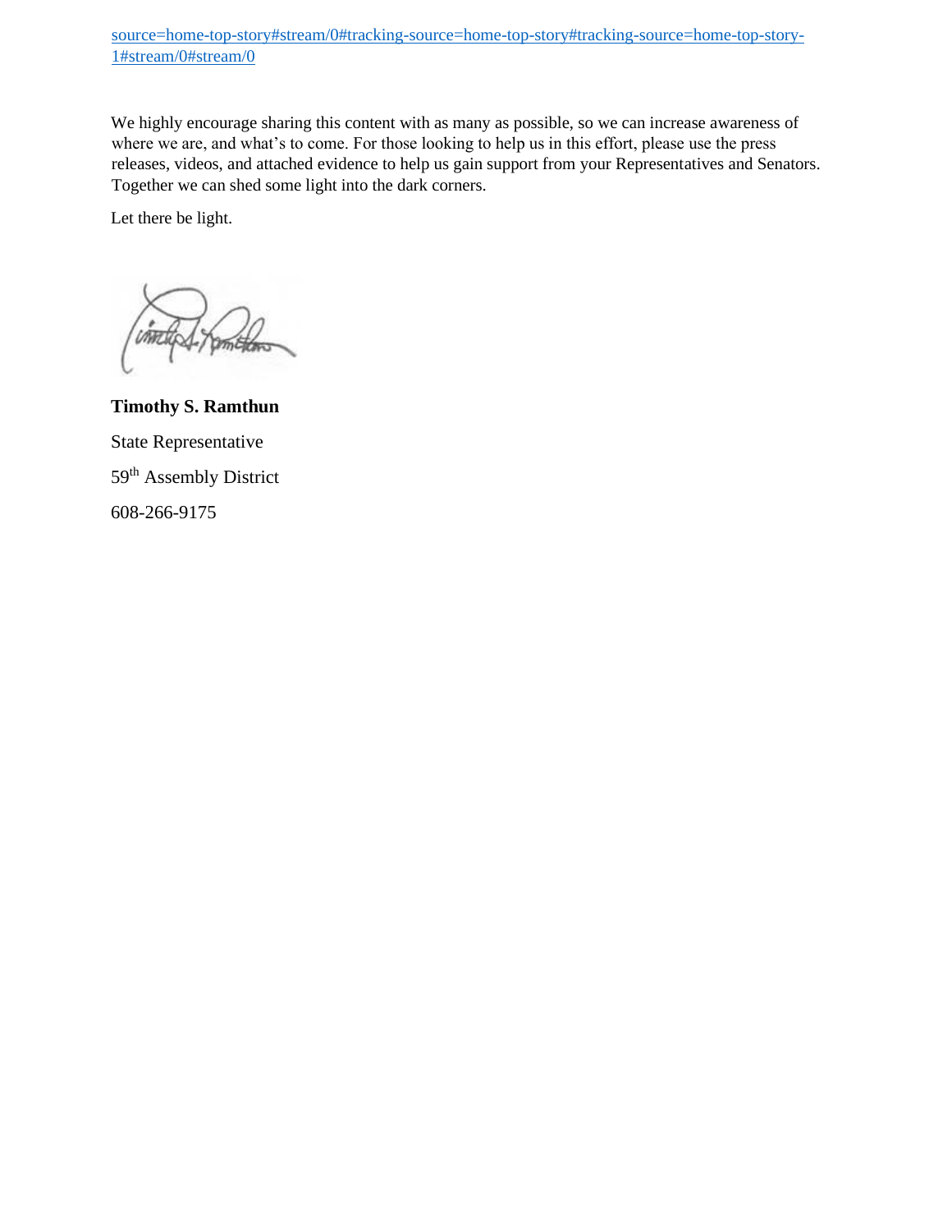source=home-top-story#stream/0#tracking-source=home-top-story#tracking-source=home-top-story-1#stream/0#stream/0

We highly encourage sharing this content with as many as possible, so we can increase awareness of where we are, and what's to come. For those looking to help us in this effort, please use the press releases, videos, and attached evidence to help us gain support from your Representatives and Senators. Together we can shed some light into the dark corners.

Let there be light.

**Timothy S. Ramthun**

State Representative

59th Assembly District

608-266-9175